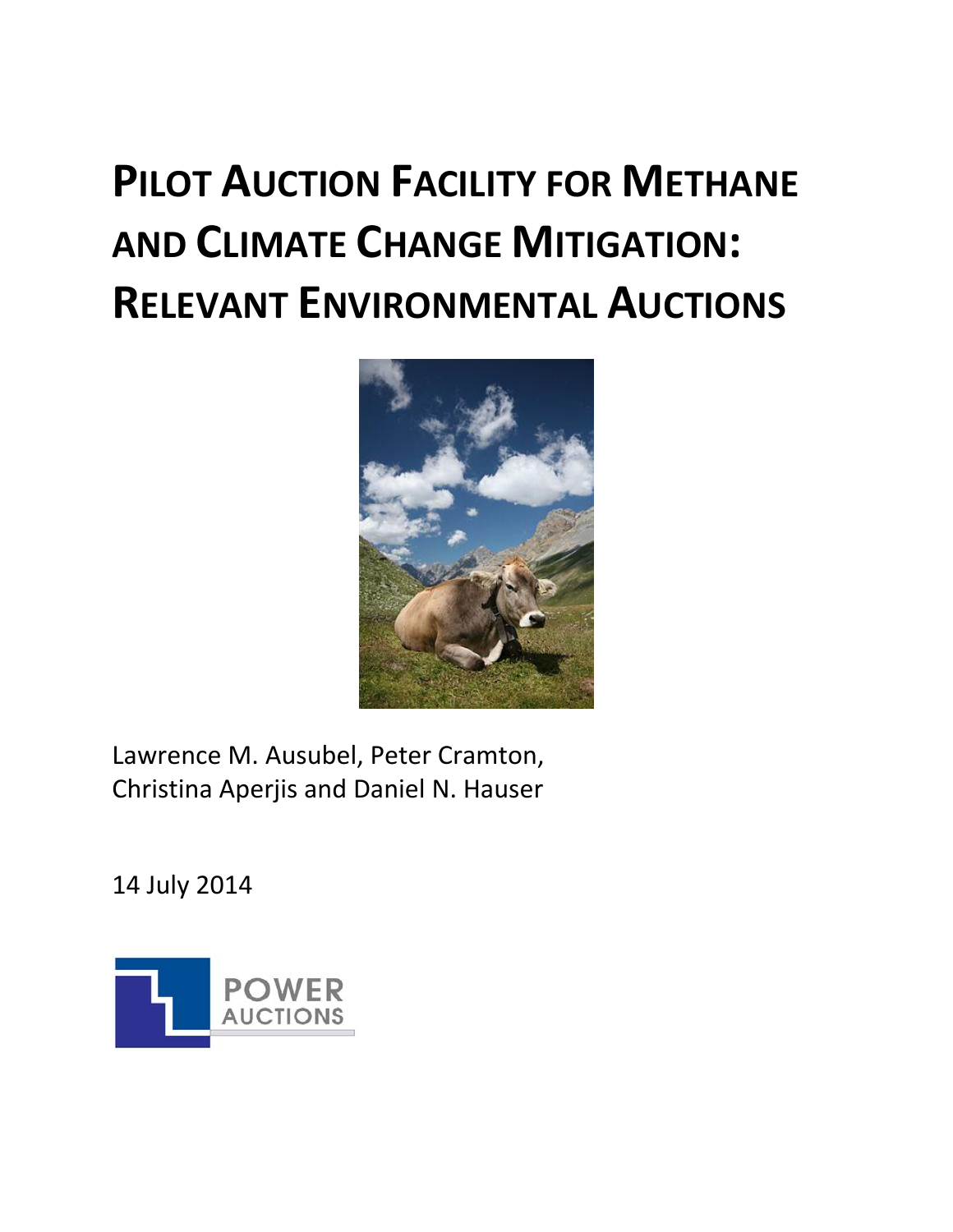# PILOT AUCTION FACILITY FOR METHANE AND CLIMATE CHANGE MITIGATION: RELEVANT ENVIRONMENTAL AUCTIONS

Lawrence M. Ausubel, Peter Cramton, Christina Aperjis and Daniel N. Hauser

14 July 2014

POWER AUCTIONS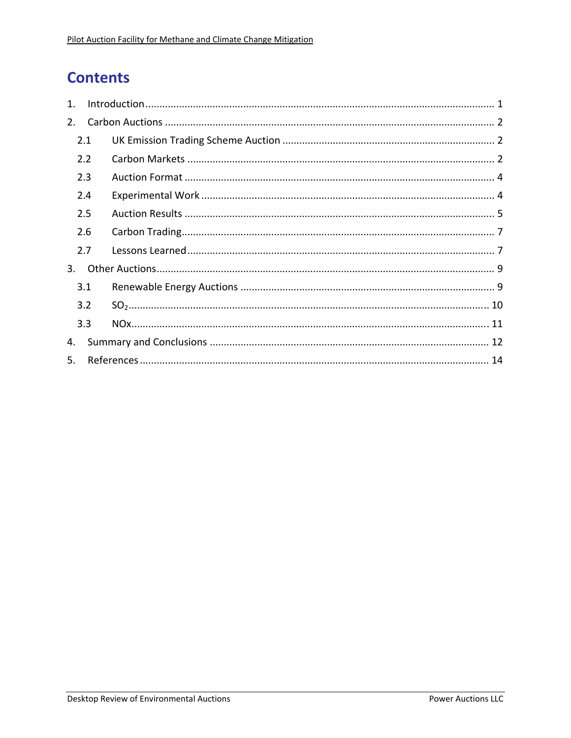# Contents

1. Introduction ........................................................................................................................ 1
2. Carbon Auctions .................................................................................................................. 2
   - 2.1 UK Emission Trading Scheme Auction ........................................................................ 2
   - 2.2 Carbon Markets ........................................................................................................... 2
   - 2.3 Auction Format ............................................................................................................ 4
   - 2.4 Experimental Work ...................................................................................................... 4
   - 2.5 Auction Results ............................................................................................................ 5
   - 2.6 Carbon Trading ............................................................................................................. 7
   - 2.7 Lessons Learned ........................................................................................................... 7
3. Other Auctions ..................................................................................................................... 9
   - 3.1 Renewable Energy Auctions ........................................................................................ 9
   - 3.2 $SO_2$ ........................................................................................................................ 10
   - 3.3 NOx ............................................................................................................................. 11
4. Summary and Conclusions ................................................................................................ 12
5. References ......................................................................................................................... 14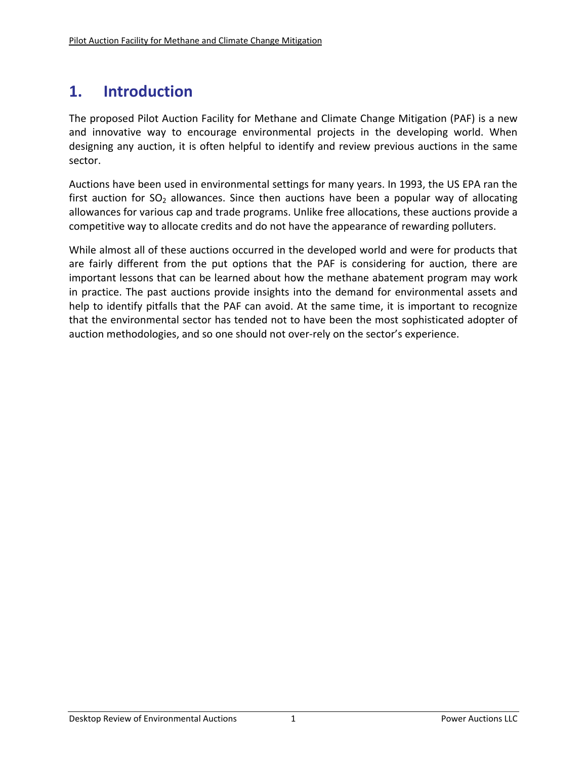# 1. Introduction

The proposed Pilot Auction Facility for Methane and Climate Change Mitigation (PAF) is a new and innovative way to encourage environmental projects in the developing world. When designing any auction, it is often helpful to identify and review previous auctions in the same sector.

Auctions have been used in environmental settings for many years. In 1993, the US EPA ran the first auction for $SO_2$ allowances. Since then auctions have been a popular way of allocating allowances for various cap and trade programs. Unlike free allocations, these auctions provide a competitive way to allocate credits and do not have the appearance of rewarding polluters.

While almost all of these auctions occurred in the developed world and were for products that are fairly different from the put options that the PAF is considering for auction, there are important lessons that can be learned about how the methane abatement program may work in practice. The past auctions provide insights into the demand for environmental assets and help to identify pitfalls that the PAF can avoid. At the same time, it is important to recognize that the environmental sector has tended not to have been the most sophisticated adopter of auction methodologies, and so one should not over-rely on the sector's experience.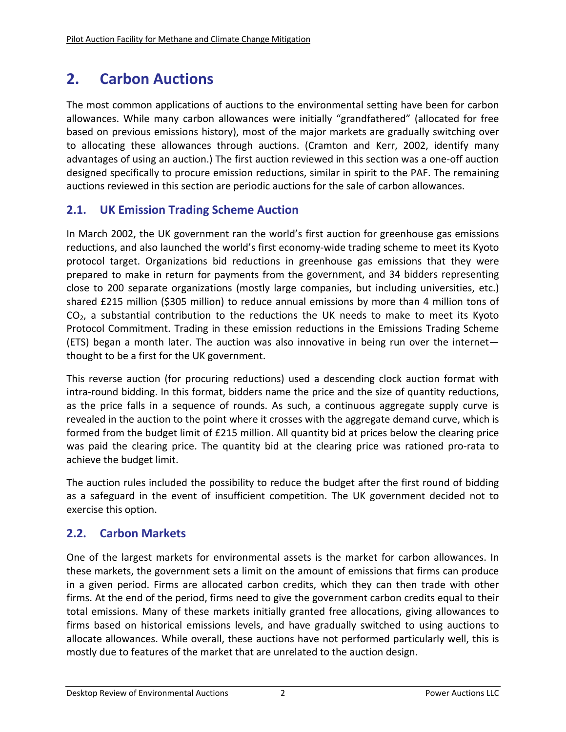## 2. Carbon Auctions

The most common applications of auctions to the environmental setting have been for carbon allowances. While many carbon allowances were initially "grandfathered" (allocated for free based on previous emissions history), most of the major markets are gradually switching over to allocating these allowances through auctions. (Cramton and Kerr, 2002, identify many advantages of using an auction.) The first auction reviewed in this section was a one-off auction designed specifically to procure emission reductions, similar in spirit to the PAF. The remaining auctions reviewed in this section are periodic auctions for the sale of carbon allowances.

### 2.1. UK Emission Trading Scheme Auction

In March 2002, the UK government ran the world's first auction for greenhouse gas emissions reductions, and also launched the world's first economy-wide trading scheme to meet its Kyoto protocol target. Organizations bid reductions in greenhouse gas emissions that they were prepared to make in return for payments from the government, and 34 bidders representing close to 200 separate organizations (mostly large companies, but including universities, etc.) shared £215 million ($305 million) to reduce annual emissions by more than 4 million tons of $CO_2$, a substantial contribution to the reductions the UK needs to make to meet its Kyoto Protocol Commitment. Trading in these emission reductions in the Emissions Trading Scheme (ETS) began a month later. The auction was also innovative in being run over the internet—thought to be a first for the UK government.

This reverse auction (for procuring reductions) used a descending clock auction format with intra-round bidding. In this format, bidders name the price and the size of quantity reductions, as the price falls in a sequence of rounds. As such, a continuous aggregate supply curve is revealed in the auction to the point where it crosses with the aggregate demand curve, which is formed from the budget limit of £215 million. All quantity bid at prices below the clearing price was paid the clearing price. The quantity bid at the clearing price was rationed pro-rata to achieve the budget limit.

The auction rules included the possibility to reduce the budget after the first round of bidding as a safeguard in the event of insufficient competition. The UK government decided not to exercise this option.

### 2.2. Carbon Markets

One of the largest markets for environmental assets is the market for carbon allowances. In these markets, the government sets a limit on the amount of emissions that firms can produce in a given period. Firms are allocated carbon credits, which they can then trade with other firms. At the end of the period, firms need to give the government carbon credits equal to their total emissions. Many of these markets initially granted free allocations, giving allowances to firms based on historical emissions levels, and have gradually switched to using auctions to allocate allowances. While overall, these auctions have not performed particularly well, this is mostly due to features of the market that are unrelated to the auction design.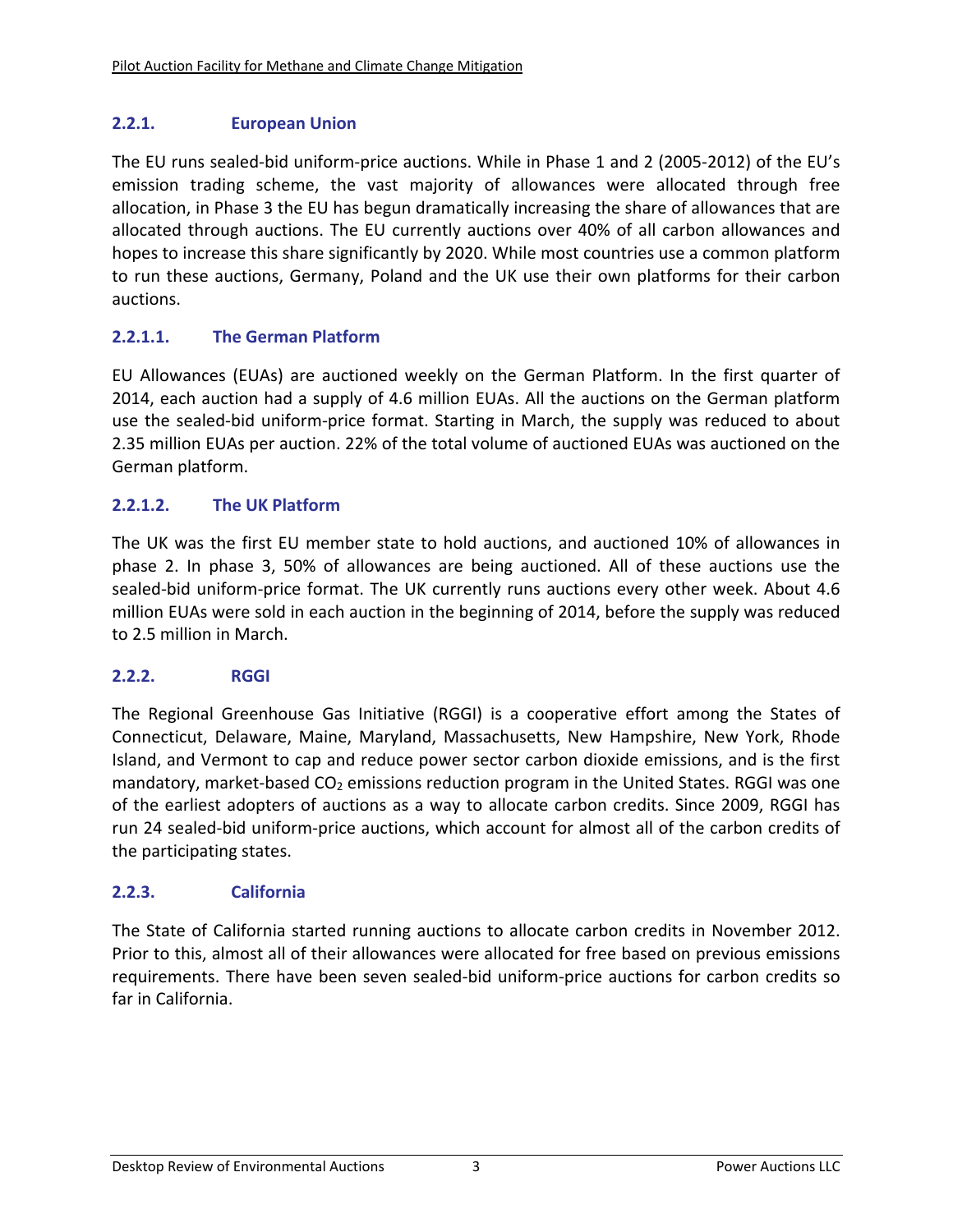### 2.2.1. European Union

The EU runs sealed-bid uniform-price auctions. While in Phase 1 and 2 (2005-2012) of the EU's emission trading scheme, the vast majority of allowances were allocated through free allocation, in Phase 3 the EU has begun dramatically increasing the share of allowances that are allocated through auctions. The EU currently auctions over 40% of all carbon allowances and hopes to increase this share significantly by 2020. While most countries use a common platform to run these auctions, Germany, Poland and the UK use their own platforms for their carbon auctions.

#### 2.2.1.1. The German Platform

EU Allowances (EUAs) are auctioned weekly on the German Platform. In the first quarter of 2014, each auction had a supply of 4.6 million EUAs. All the auctions on the German platform use the sealed-bid uniform-price format. Starting in March, the supply was reduced to about 2.35 million EUAs per auction. 22% of the total volume of auctioned EUAs was auctioned on the German platform.

#### 2.2.1.2. The UK Platform

The UK was the first EU member state to hold auctions, and auctioned 10% of allowances in phase 2. In phase 3, 50% of allowances are being auctioned. All of these auctions use the sealed-bid uniform-price format. The UK currently runs auctions every other week. About 4.6 million EUAs were sold in each auction in the beginning of 2014, before the supply was reduced to 2.5 million in March.

### 2.2.2. RGGI

The Regional Greenhouse Gas Initiative (RGGI) is a cooperative effort among the States of Connecticut, Delaware, Maine, Maryland, Massachusetts, New Hampshire, New York, Rhode Island, and Vermont to cap and reduce power sector carbon dioxide emissions, and is the first mandatory, market-based $CO_2$ emissions reduction program in the United States. RGGI was one of the earliest adopters of auctions as a way to allocate carbon credits. Since 2009, RGGI has run 24 sealed-bid uniform-price auctions, which account for almost all of the carbon credits of the participating states.

### 2.2.3. California

The State of California started running auctions to allocate carbon credits in November 2012. Prior to this, almost all of their allowances were allocated for free based on previous emissions requirements. There have been seven sealed-bid uniform-price auctions for carbon credits so far in California.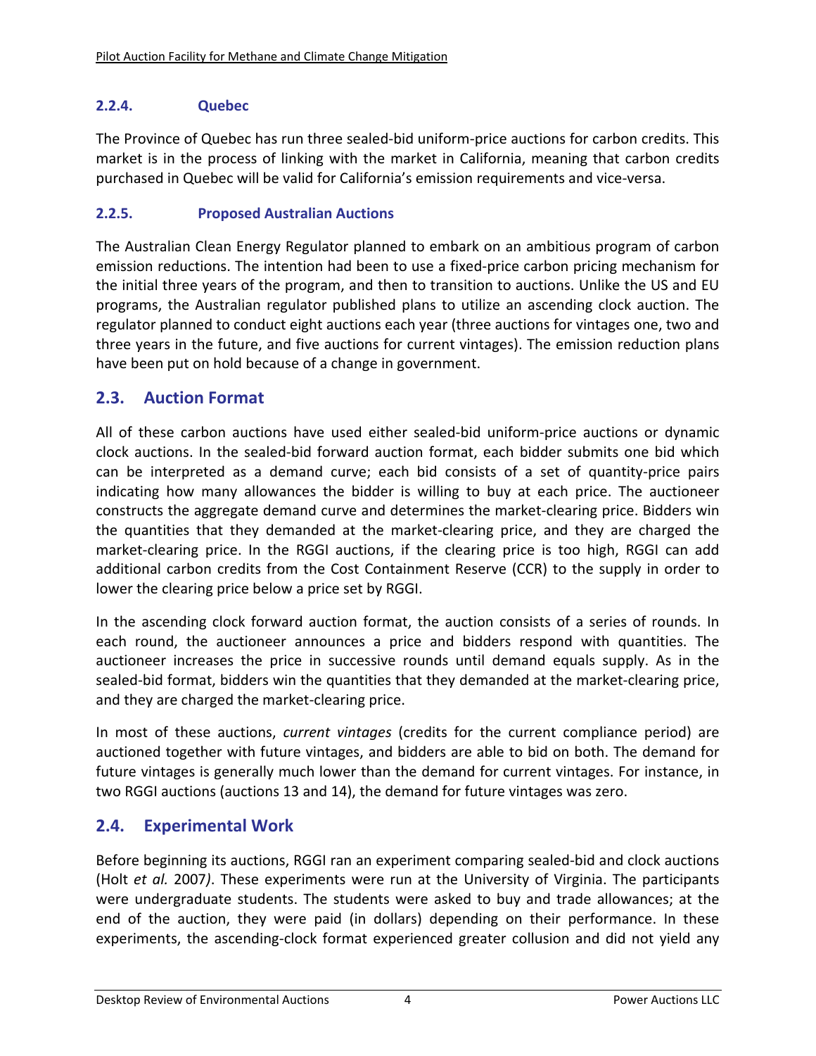#### 2.2.4. Quebec

The Province of Quebec has run three sealed-bid uniform-price auctions for carbon credits. This market is in the process of linking with the market in California, meaning that carbon credits purchased in Quebec will be valid for California's emission requirements and vice-versa.

#### 2.2.5. Proposed Australian Auctions

The Australian Clean Energy Regulator planned to embark on an ambitious program of carbon emission reductions. The intention had been to use a fixed-price carbon pricing mechanism for the initial three years of the program, and then to transition to auctions. Unlike the US and EU programs, the Australian regulator published plans to utilize an ascending clock auction. The regulator planned to conduct eight auctions each year (three auctions for vintages one, two and three years in the future, and five auctions for current vintages). The emission reduction plans have been put on hold because of a change in government.

### 2.3. Auction Format

All of these carbon auctions have used either sealed-bid uniform-price auctions or dynamic clock auctions. In the sealed-bid forward auction format, each bidder submits one bid which can be interpreted as a demand curve; each bid consists of a set of quantity-price pairs indicating how many allowances the bidder is willing to buy at each price. The auctioneer constructs the aggregate demand curve and determines the market-clearing price. Bidders win the quantities that they demanded at the market-clearing price, and they are charged the market-clearing price. In the RGGI auctions, if the clearing price is too high, RGGI can add additional carbon credits from the Cost Containment Reserve (CCR) to the supply in order to lower the clearing price below a price set by RGGI.

In the ascending clock forward auction format, the auction consists of a series of rounds. In each round, the auctioneer announces a price and bidders respond with quantities. The auctioneer increases the price in successive rounds until demand equals supply. As in the sealed-bid format, bidders win the quantities that they demanded at the market-clearing price, and they are charged the market-clearing price.

In most of these auctions, *current vintages* (credits for the current compliance period) are auctioned together with future vintages, and bidders are able to bid on both. The demand for future vintages is generally much lower than the demand for current vintages. For instance, in two RGGI auctions (auctions 13 and 14), the demand for future vintages was zero.

### 2.4. Experimental Work

Before beginning its auctions, RGGI ran an experiment comparing sealed-bid and clock auctions (Holt *et al.* 2007). These experiments were run at the University of Virginia. The participants were undergraduate students. The students were asked to buy and trade allowances; at the end of the auction, they were paid (in dollars) depending on their performance. In these experiments, the ascending-clock format experienced greater collusion and did not yield any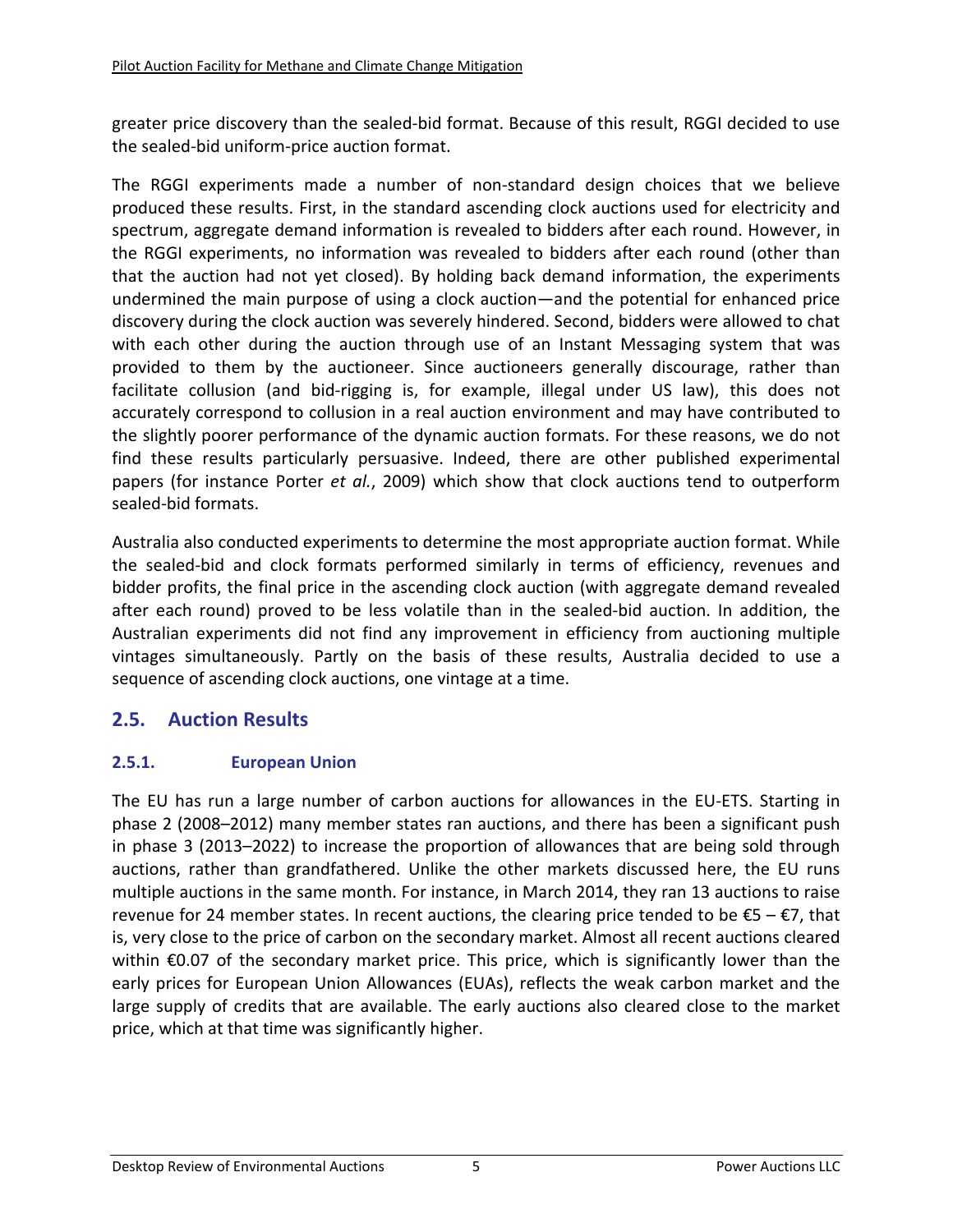greater price discovery than the sealed-bid format. Because of this result, RGGI decided to use the sealed-bid uniform-price auction format.

The RGGI experiments made a number of non-standard design choices that we believe produced these results. First, in the standard ascending clock auctions used for electricity and spectrum, aggregate demand information is revealed to bidders after each round. However, in the RGGI experiments, no information was revealed to bidders after each round (other than that the auction had not yet closed). By holding back demand information, the experiments undermined the main purpose of using a clock auction—and the potential for enhanced price discovery during the clock auction was severely hindered. Second, bidders were allowed to chat with each other during the auction through use of an Instant Messaging system that was provided to them by the auctioneer. Since auctioneers generally discourage, rather than facilitate collusion (and bid-rigging is, for example, illegal under US law), this does not accurately correspond to collusion in a real auction environment and may have contributed to the slightly poorer performance of the dynamic auction formats. For these reasons, we do not find these results particularly persuasive. Indeed, there are other published experimental papers (for instance Porter *et al.*, 2009) which show that clock auctions tend to outperform sealed-bid formats.

Australia also conducted experiments to determine the most appropriate auction format. While the sealed-bid and clock formats performed similarly in terms of efficiency, revenues and bidder profits, the final price in the ascending clock auction (with aggregate demand revealed after each round) proved to be less volatile than in the sealed-bid auction. In addition, the Australian experiments did not find any improvement in efficiency from auctioning multiple vintages simultaneously. Partly on the basis of these results, Australia decided to use a sequence of ascending clock auctions, one vintage at a time.

## 2.5. Auction Results

### 2.5.1. European Union

The EU has run a large number of carbon auctions for allowances in the EU-ETS. Starting in phase 2 (2008–2012) many member states ran auctions, and there has been a significant push in phase 3 (2013–2022) to increase the proportion of allowances that are being sold through auctions, rather than grandfathered. Unlike the other markets discussed here, the EU runs multiple auctions in the same month. For instance, in March 2014, they ran 13 auctions to raise revenue for 24 member states. In recent auctions, the clearing price tended to be €5 – €7, that is, very close to the price of carbon on the secondary market. Almost all recent auctions cleared within €0.07 of the secondary market price. This price, which is significantly lower than the early prices for European Union Allowances (EUAs), reflects the weak carbon market and the large supply of credits that are available. The early auctions also cleared close to the market price, which at that time was significantly higher.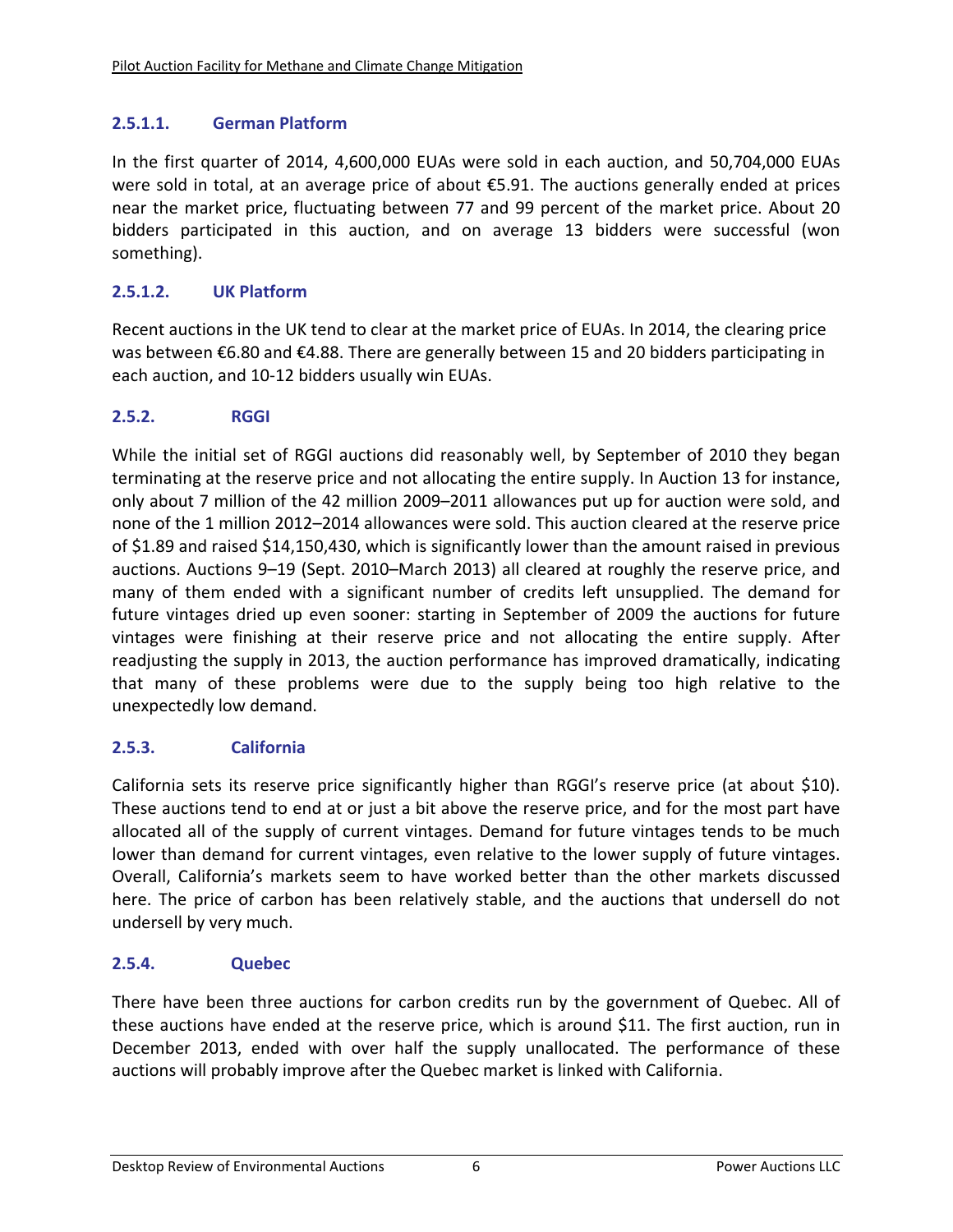#### 2.5.1.1. German Platform

In the first quarter of 2014, 4,600,000 EUAs were sold in each auction, and 50,704,000 EUAs were sold in total, at an average price of about €5.91. The auctions generally ended at prices near the market price, fluctuating between 77 and 99 percent of the market price. About 20 bidders participated in this auction, and on average 13 bidders were successful (won something).

#### 2.5.1.2. UK Platform

Recent auctions in the UK tend to clear at the market price of EUAs. In 2014, the clearing price was between €6.80 and €4.88. There are generally between 15 and 20 bidders participating in each auction, and 10-12 bidders usually win EUAs.

### 2.5.2. RGGI

While the initial set of RGGI auctions did reasonably well, by September of 2010 they began terminating at the reserve price and not allocating the entire supply. In Auction 13 for instance, only about 7 million of the 42 million 2009–2011 allowances put up for auction were sold, and none of the 1 million 2012–2014 allowances were sold. This auction cleared at the reserve price of $1.89 and raised $14,150,430, which is significantly lower than the amount raised in previous auctions. Auctions 9–19 (Sept. 2010–March 2013) all cleared at roughly the reserve price, and many of them ended with a significant number of credits left unsupplied. The demand for future vintages dried up even sooner: starting in September of 2009 the auctions for future vintages were finishing at their reserve price and not allocating the entire supply. After readjusting the supply in 2013, the auction performance has improved dramatically, indicating that many of these problems were due to the supply being too high relative to the unexpectedly low demand.

### 2.5.3. California

California sets its reserve price significantly higher than RGGI's reserve price (at about $10). These auctions tend to end at or just a bit above the reserve price, and for the most part have allocated all of the supply of current vintages. Demand for future vintages tends to be much lower than demand for current vintages, even relative to the lower supply of future vintages. Overall, California's markets seem to have worked better than the other markets discussed here. The price of carbon has been relatively stable, and the auctions that undersell do not undersell by very much.

### 2.5.4. Quebec

There have been three auctions for carbon credits run by the government of Quebec. All of these auctions have ended at the reserve price, which is around $11. The first auction, run in December 2013, ended with over half the supply unallocated. The performance of these auctions will probably improve after the Quebec market is linked with California.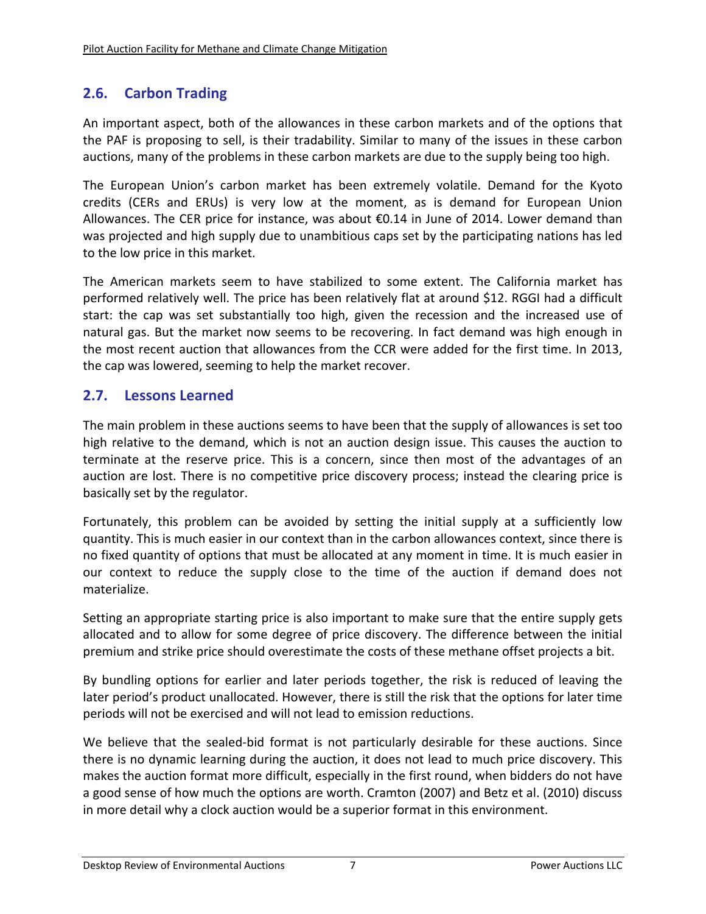## 2.6. Carbon Trading

An important aspect, both of the allowances in these carbon markets and of the options that the PAF is proposing to sell, is their tradability. Similar to many of the issues in these carbon auctions, many of the problems in these carbon markets are due to the supply being too high.

The European Union's carbon market has been extremely volatile. Demand for the Kyoto credits (CERs and ERUs) is very low at the moment, as is demand for European Union Allowances. The CER price for instance, was about €0.14 in June of 2014. Lower demand than was projected and high supply due to unambitious caps set by the participating nations has led to the low price in this market.

The American markets seem to have stabilized to some extent. The California market has performed relatively well. The price has been relatively flat at around $12. RGGI had a difficult start: the cap was set substantially too high, given the recession and the increased use of natural gas. But the market now seems to be recovering. In fact demand was high enough in the most recent auction that allowances from the CCR were added for the first time. In 2013, the cap was lowered, seeming to help the market recover.

## 2.7. Lessons Learned

The main problem in these auctions seems to have been that the supply of allowances is set too high relative to the demand, which is not an auction design issue. This causes the auction to terminate at the reserve price. This is a concern, since then most of the advantages of an auction are lost. There is no competitive price discovery process; instead the clearing price is basically set by the regulator.

Fortunately, this problem can be avoided by setting the initial supply at a sufficiently low quantity. This is much easier in our context than in the carbon allowances context, since there is no fixed quantity of options that must be allocated at any moment in time. It is much easier in our context to reduce the supply close to the time of the auction if demand does not materialize.

Setting an appropriate starting price is also important to make sure that the entire supply gets allocated and to allow for some degree of price discovery. The difference between the initial premium and strike price should overestimate the costs of these methane offset projects a bit.

By bundling options for earlier and later periods together, the risk is reduced of leaving the later period's product unallocated. However, there is still the risk that the options for later time periods will not be exercised and will not lead to emission reductions.

We believe that the sealed-bid format is not particularly desirable for these auctions. Since there is no dynamic learning during the auction, it does not lead to much price discovery. This makes the auction format more difficult, especially in the first round, when bidders do not have a good sense of how much the options are worth. Cramton (2007) and Betz et al. (2010) discuss in more detail why a clock auction would be a superior format in this environment.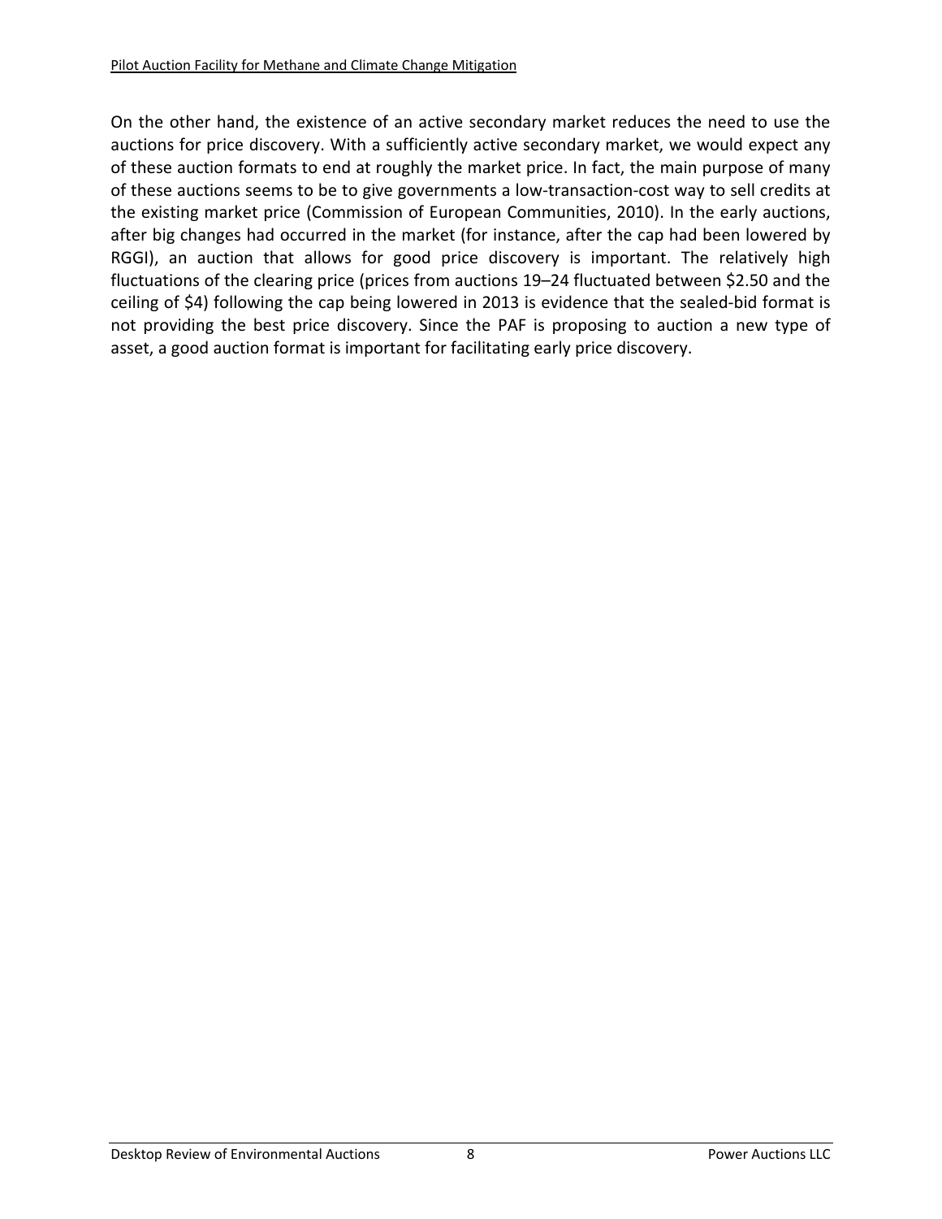On the other hand, the existence of an active secondary market reduces the need to use the auctions for price discovery. With a sufficiently active secondary market, we would expect any of these auction formats to end at roughly the market price. In fact, the main purpose of many of these auctions seems to be to give governments a low-transaction-cost way to sell credits at the existing market price (Commission of European Communities, 2010). In the early auctions, after big changes had occurred in the market (for instance, after the cap had been lowered by RGGI), an auction that allows for good price discovery is important. The relatively high fluctuations of the clearing price (prices from auctions 19–24 fluctuated between $2.50 and the ceiling of $4) following the cap being lowered in 2013 is evidence that the sealed-bid format is not providing the best price discovery. Since the PAF is proposing to auction a new type of asset, a good auction format is important for facilitating early price discovery.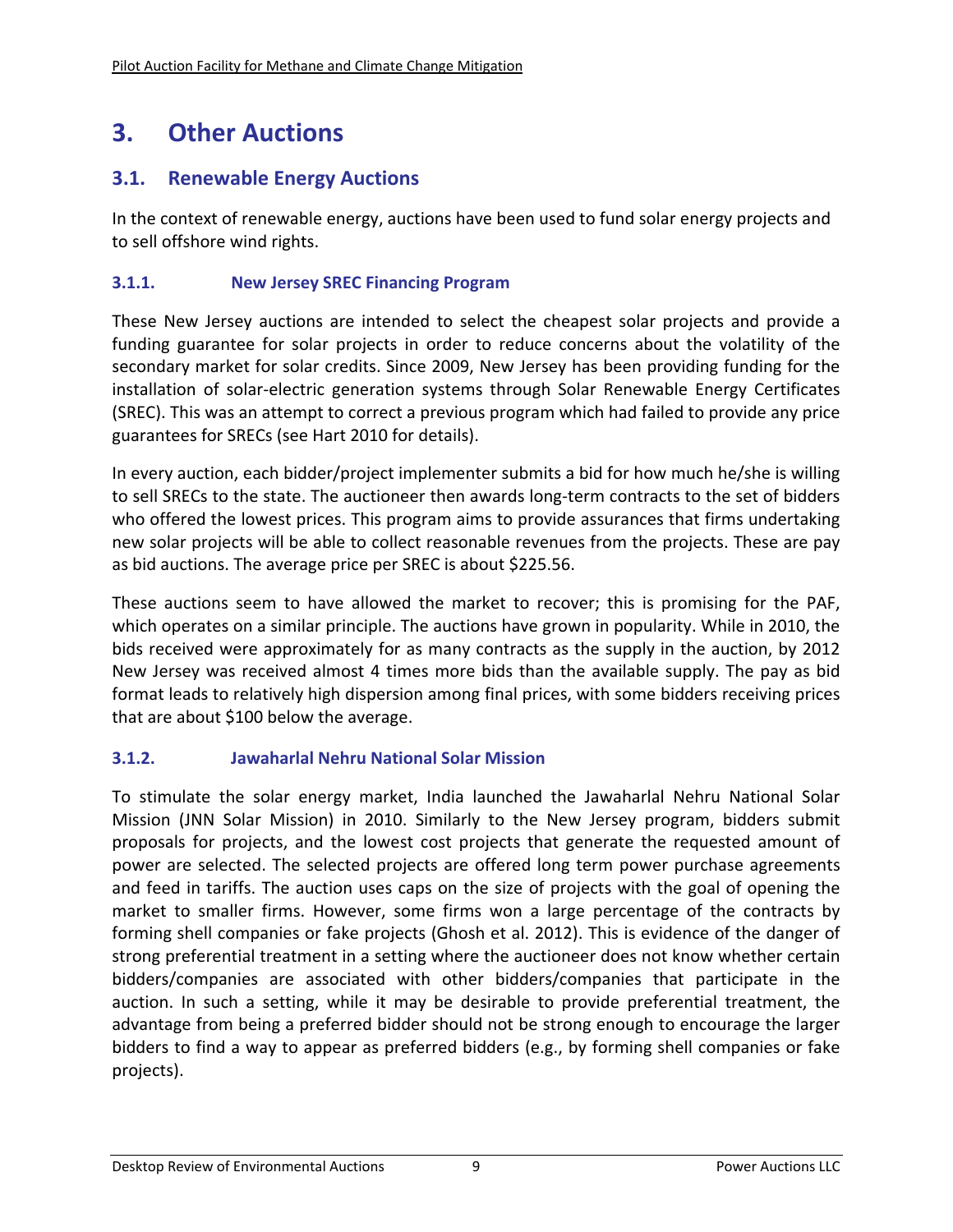# 3. Other Auctions

## 3.1. Renewable Energy Auctions

In the context of renewable energy, auctions have been used to fund solar energy projects and to sell offshore wind rights.

### 3.1.1. New Jersey SREC Financing Program

These New Jersey auctions are intended to select the cheapest solar projects and provide a funding guarantee for solar projects in order to reduce concerns about the volatility of the secondary market for solar credits. Since 2009, New Jersey has been providing funding for the installation of solar-electric generation systems through Solar Renewable Energy Certificates (SREC). This was an attempt to correct a previous program which had failed to provide any price guarantees for SRECs (see Hart 2010 for details).

In every auction, each bidder/project implementer submits a bid for how much he/she is willing to sell SRECs to the state. The auctioneer then awards long-term contracts to the set of bidders who offered the lowest prices. This program aims to provide assurances that firms undertaking new solar projects will be able to collect reasonable revenues from the projects. These are pay as bid auctions. The average price per SREC is about $225.56.

These auctions seem to have allowed the market to recover; this is promising for the PAF, which operates on a similar principle. The auctions have grown in popularity. While in 2010, the bids received were approximately for as many contracts as the supply in the auction, by 2012 New Jersey was received almost 4 times more bids than the available supply. The pay as bid format leads to relatively high dispersion among final prices, with some bidders receiving prices that are about $100 below the average.

### 3.1.2. Jawaharlal Nehru National Solar Mission

To stimulate the solar energy market, India launched the Jawaharlal Nehru National Solar Mission (JNN Solar Mission) in 2010. Similarly to the New Jersey program, bidders submit proposals for projects, and the lowest cost projects that generate the requested amount of power are selected. The selected projects are offered long term power purchase agreements and feed in tariffs. The auction uses caps on the size of projects with the goal of opening the market to smaller firms. However, some firms won a large percentage of the contracts by forming shell companies or fake projects (Ghosh et al. 2012). This is evidence of the danger of strong preferential treatment in a setting where the auctioneer does not know whether certain bidders/companies are associated with other bidders/companies that participate in the auction. In such a setting, while it may be desirable to provide preferential treatment, the advantage from being a preferred bidder should not be strong enough to encourage the larger bidders to find a way to appear as preferred bidders (e.g., by forming shell companies or fake projects).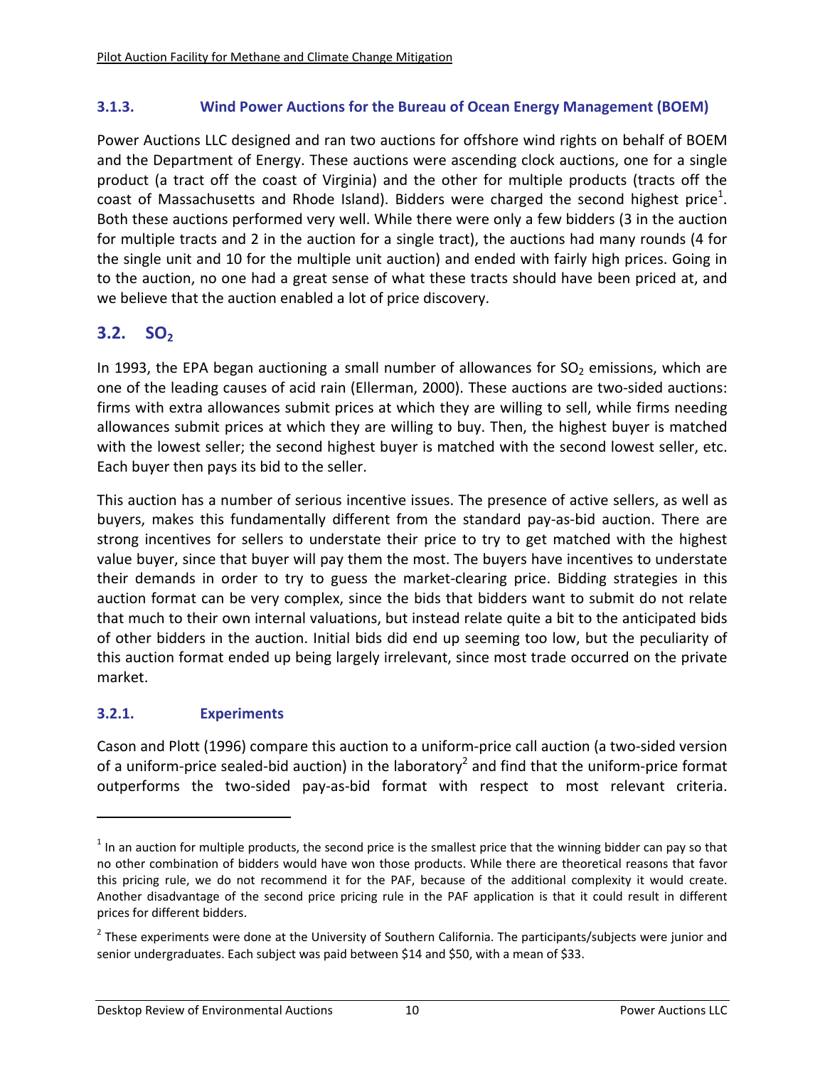### 3.1.3. Wind Power Auctions for the Bureau of Ocean Energy Management (BOEM)

Power Auctions LLC designed and ran two auctions for offshore wind rights on behalf of BOEM and the Department of Energy. These auctions were ascending clock auctions, one for a single product (a tract off the coast of Virginia) and the other for multiple products (tracts off the coast of Massachusetts and Rhode Island). Bidders were charged the second highest price[1]. Both these auctions performed very well. While there were only a few bidders (3 in the auction for multiple tracts and 2 in the auction for a single tract), the auctions had many rounds (4 for the single unit and 10 for the multiple unit auction) and ended with fairly high prices. Going in to the auction, no one had a great sense of what these tracts should have been priced at, and we believe that the auction enabled a lot of price discovery.

## 3.2. $SO_2$

In 1993, the EPA began auctioning a small number of allowances for $SO_2$ emissions, which are one of the leading causes of acid rain (Ellerman, 2000). These auctions are two-sided auctions: firms with extra allowances submit prices at which they are willing to sell, while firms needing allowances submit prices at which they are willing to buy. Then, the highest buyer is matched with the lowest seller; the second highest buyer is matched with the second lowest seller, etc. Each buyer then pays its bid to the seller.

This auction has a number of serious incentive issues. The presence of active sellers, as well as buyers, makes this fundamentally different from the standard pay-as-bid auction. There are strong incentives for sellers to understate their price to try to get matched with the highest value buyer, since that buyer will pay them the most. The buyers have incentives to understate their demands in order to try to guess the market-clearing price. Bidding strategies in this auction format can be very complex, since the bids that bidders want to submit do not relate that much to their own internal valuations, but instead relate quite a bit to the anticipated bids of other bidders in the auction. Initial bids did end up seeming too low, but the peculiarity of this auction format ended up being largely irrelevant, since most trade occurred on the private market.

### 3.2.1. Experiments

Cason and Plott (1996) compare this auction to a uniform-price call auction (a two-sided version of a uniform-price sealed-bid auction) in the laboratory[2] and find that the uniform-price format outperforms the two-sided pay-as-bid format with respect to most relevant criteria.

---

[1] In an auction for multiple products, the second price is the smallest price that the winning bidder can pay so that no other combination of bidders would have won those products. While there are theoretical reasons that favor this pricing rule, we do not recommend it for the PAF, because of the additional complexity it would create. Another disadvantage of the second price pricing rule in the PAF application is that it could result in different prices for different bidders.

[2] These experiments were done at the University of Southern California. The participants/subjects were junior and senior undergraduates. Each subject was paid between $14 and $50, with a mean of $33.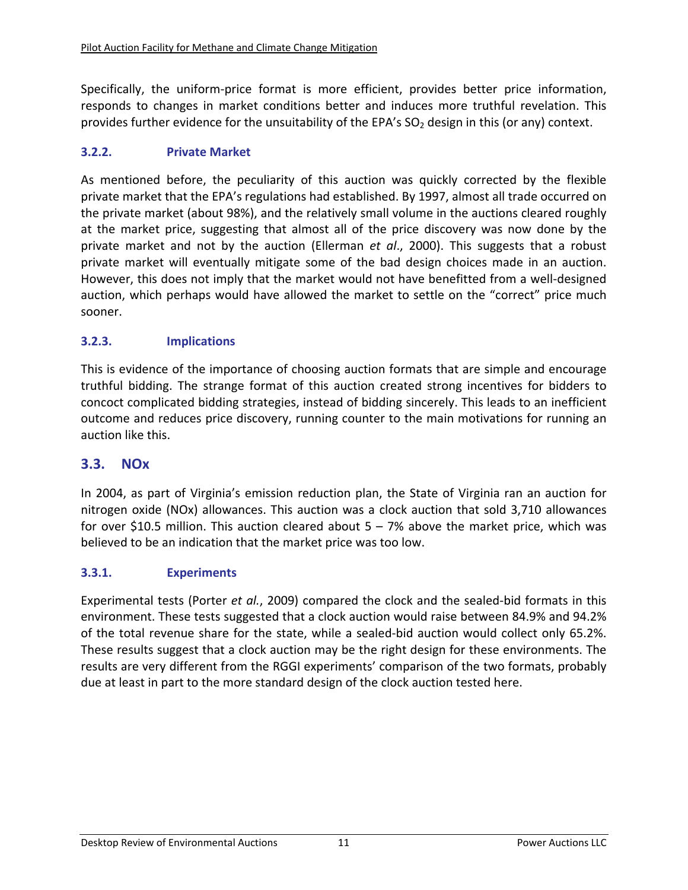Specifically, the uniform-price format is more efficient, provides better price information, responds to changes in market conditions better and induces more truthful revelation. This provides further evidence for the unsuitability of the EPA's $SO_2$ design in this (or any) context.

### 3.2.2. Private Market

As mentioned before, the peculiarity of this auction was quickly corrected by the flexible private market that the EPA's regulations had established. By 1997, almost all trade occurred on the private market (about 98%), and the relatively small volume in the auctions cleared roughly at the market price, suggesting that almost all of the price discovery was now done by the private market and not by the auction (Ellerman *et al*., 2000). This suggests that a robust private market will eventually mitigate some of the bad design choices made in an auction. However, this does not imply that the market would not have benefitted from a well-designed auction, which perhaps would have allowed the market to settle on the "correct" price much sooner.

### 3.2.3. Implications

This is evidence of the importance of choosing auction formats that are simple and encourage truthful bidding. The strange format of this auction created strong incentives for bidders to concoct complicated bidding strategies, instead of bidding sincerely. This leads to an inefficient outcome and reduces price discovery, running counter to the main motivations for running an auction like this.

## 3.3. NOx

In 2004, as part of Virginia's emission reduction plan, the State of Virginia ran an auction for nitrogen oxide (NOx) allowances. This auction was a clock auction that sold 3,710 allowances for over $10.5 million. This auction cleared about 5 – 7% above the market price, which was believed to be an indication that the market price was too low.

### 3.3.1. Experiments

Experimental tests (Porter *et al.*, 2009) compared the clock and the sealed-bid formats in this environment. These tests suggested that a clock auction would raise between 84.9% and 94.2% of the total revenue share for the state, while a sealed-bid auction would collect only 65.2%. These results suggest that a clock auction may be the right design for these environments. The results are very different from the RGGI experiments' comparison of the two formats, probably due at least in part to the more standard design of the clock auction tested here.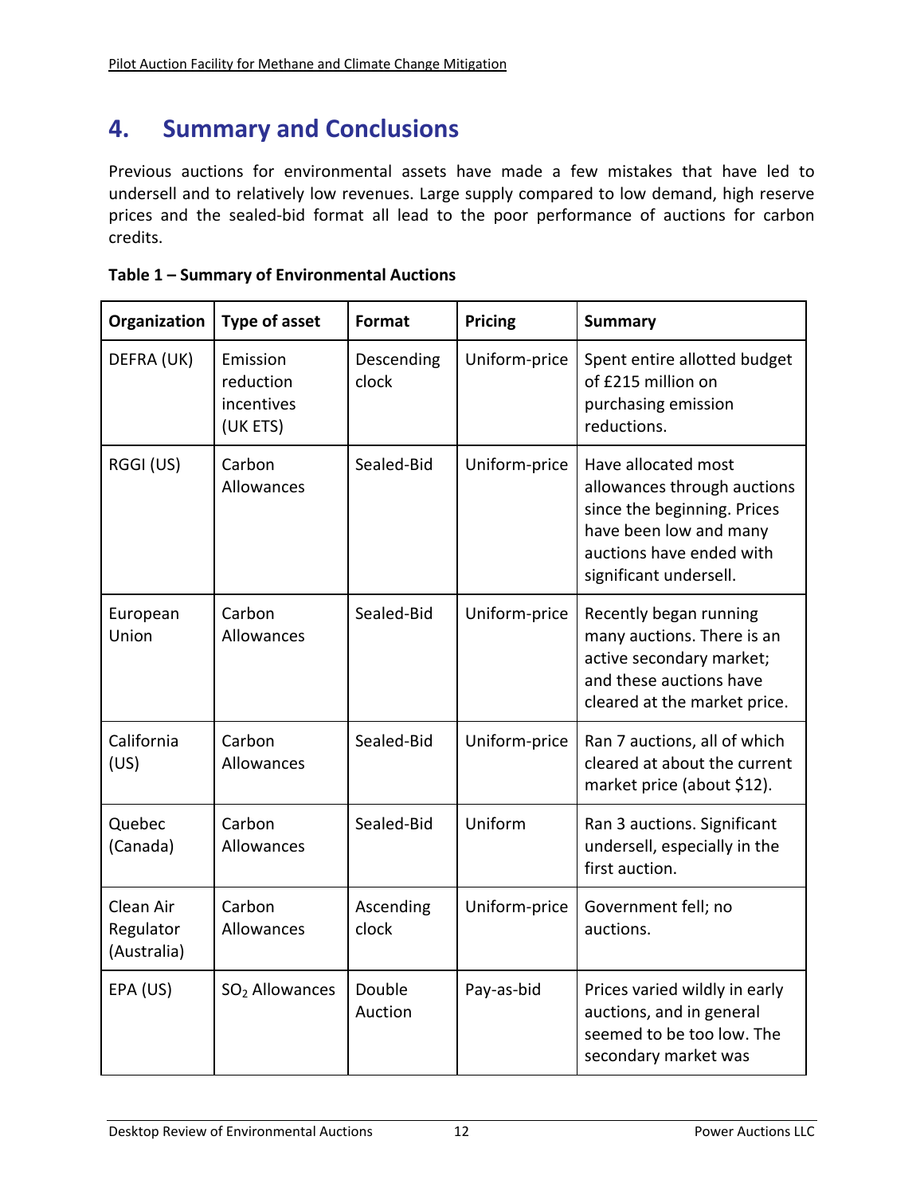# 4. Summary and Conclusions

Previous auctions for environmental assets have made a few mistakes that have led to undersell and to relatively low revenues. Large supply compared to low demand, high reserve prices and the sealed-bid format all lead to the poor performance of auctions for carbon credits.

**Table 1 – Summary of Environmental Auctions**

| Organization | Type of asset | Format | Pricing | Summary |
|---|---|---|---|---|
| DEFRA (UK) | Emission reduction incentives (UK ETS) | Descending clock | Uniform-price | Spent entire allotted budget of £215 million on purchasing emission reductions. |
| RGGI (US) | Carbon Allowances | Sealed-Bid | Uniform-price | Have allocated most allowances through auctions since the beginning. Prices have been low and many auctions have ended with significant undersell. |
| European Union | Carbon Allowances | Sealed-Bid | Uniform-price | Recently began running many auctions. There is an active secondary market; and these auctions have cleared at the market price. |
| California (US) | Carbon Allowances | Sealed-Bid | Uniform-price | Ran 7 auctions, all of which cleared at about the current market price (about $12). |
| Quebec (Canada) | Carbon Allowances | Sealed-Bid | Uniform | Ran 3 auctions. Significant undersell, especially in the first auction. |
| Clean Air Regulator (Australia) | Carbon Allowances | Ascending clock | Uniform-price | Government fell; no auctions. |
| EPA (US) | $SO_2$ Allowances | Double Auction | Pay-as-bid | Prices varied wildly in early auctions, and in general seemed to be too low. The secondary market was |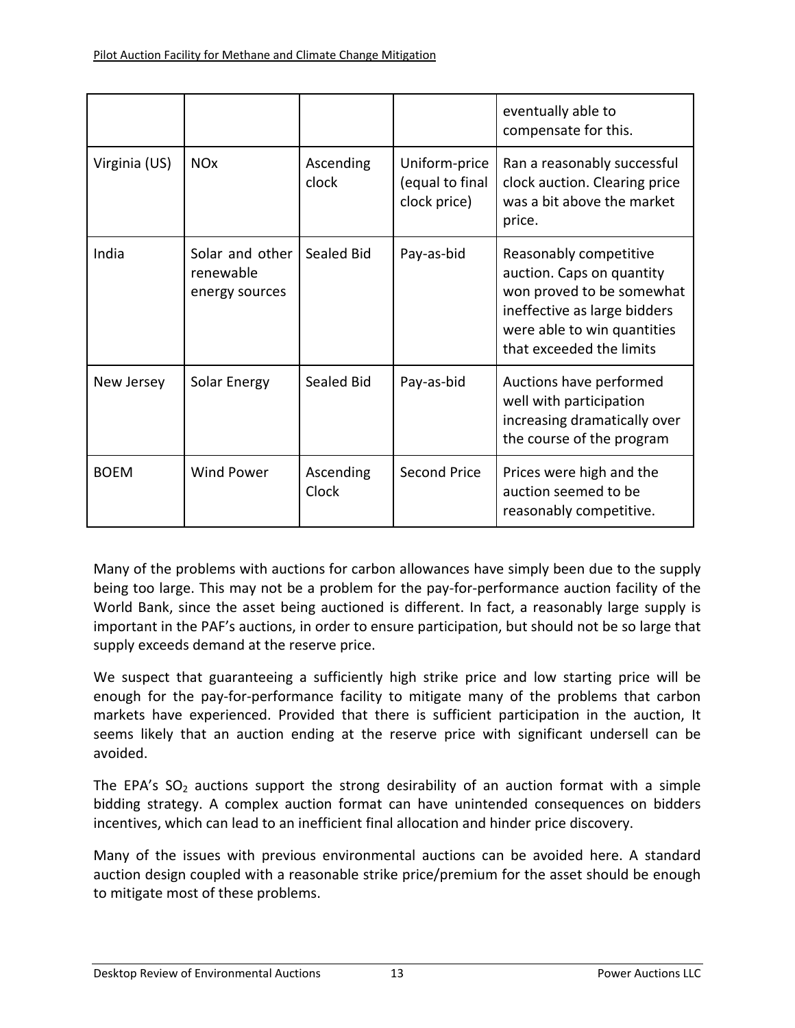| | | | | eventually able to compensate for this. |
|---|---|---|---|---|
| Virginia (US) | NOx | Ascending clock | Uniform-price (equal to final clock price) | Ran a reasonably successful clock auction. Clearing price was a bit above the market price. |
| India | Solar and other renewable energy sources | Sealed Bid | Pay-as-bid | Reasonably competitive auction. Caps on quantity won proved to be somewhat ineffective as large bidders were able to win quantities that exceeded the limits |
| New Jersey | Solar Energy | Sealed Bid | Pay-as-bid | Auctions have performed well with participation increasing dramatically over the course of the program |
| BOEM | Wind Power | Ascending Clock | Second Price | Prices were high and the auction seemed to be reasonably competitive. |

Many of the problems with auctions for carbon allowances have simply been due to the supply being too large. This may not be a problem for the pay-for-performance auction facility of the World Bank, since the asset being auctioned is different. In fact, a reasonably large supply is important in the PAF's auctions, in order to ensure participation, but should not be so large that supply exceeds demand at the reserve price.

We suspect that guaranteeing a sufficiently high strike price and low starting price will be enough for the pay-for-performance facility to mitigate many of the problems that carbon markets have experienced. Provided that there is sufficient participation in the auction, It seems likely that an auction ending at the reserve price with significant undersell can be avoided.

The EPA's $SO_2$ auctions support the strong desirability of an auction format with a simple bidding strategy. A complex auction format can have unintended consequences on bidders incentives, which can lead to an inefficient final allocation and hinder price discovery.

Many of the issues with previous environmental auctions can be avoided here. A standard auction design coupled with a reasonable strike price/premium for the asset should be enough to mitigate most of these problems.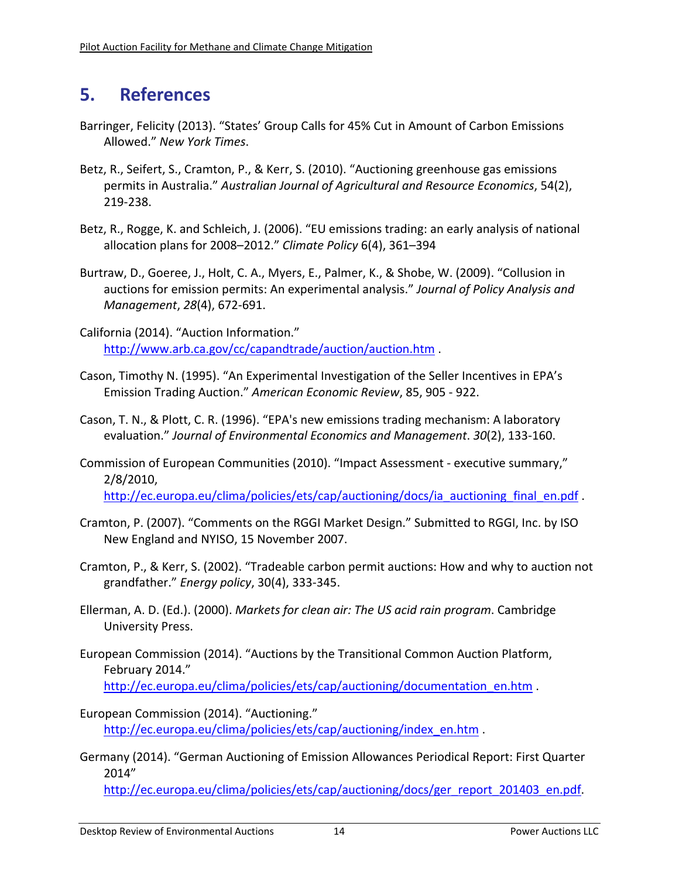## 5. References

Barringer, Felicity (2013). "States' Group Calls for 45% Cut in Amount of Carbon Emissions Allowed." *New York Times*.

Betz, R., Seifert, S., Cramton, P., & Kerr, S. (2010). "Auctioning greenhouse gas emissions permits in Australia." *Australian Journal of Agricultural and Resource Economics*, 54(2), 219-238.

Betz, R., Rogge, K. and Schleich, J. (2006). "EU emissions trading: an early analysis of national allocation plans for 2008–2012." *Climate Policy* 6(4), 361–394

Burtraw, D., Goeree, J., Holt, C. A., Myers, E., Palmer, K., & Shobe, W. (2009). "Collusion in auctions for emission permits: An experimental analysis." *Journal of Policy Analysis and Management*, *28*(4), 672-691.

California (2014). "Auction Information." http://www.arb.ca.gov/cc/capandtrade/auction/auction.htm .

Cason, Timothy N. (1995). "An Experimental Investigation of the Seller Incentives in EPA's Emission Trading Auction." *American Economic Review*, 85, 905 - 922.

Cason, T. N., & Plott, C. R. (1996). "EPA's new emissions trading mechanism: A laboratory evaluation." *Journal of Environmental Economics and Management*. *30*(2), 133-160.

Commission of European Communities (2010). "Impact Assessment - executive summary," 2/8/2010, http://ec.europa.eu/clima/policies/ets/cap/auctioning/docs/ia_auctioning_final_en.pdf .

Cramton, P. (2007). "Comments on the RGGI Market Design." Submitted to RGGI, Inc. by ISO New England and NYISO, 15 November 2007.

Cramton, P., & Kerr, S. (2002). "Tradeable carbon permit auctions: How and why to auction not grandfather." *Energy policy*, 30(4), 333-345.

Ellerman, A. D. (Ed.). (2000). *Markets for clean air: The US acid rain program*. Cambridge University Press.

European Commission (2014). "Auctions by the Transitional Common Auction Platform, February 2014." http://ec.europa.eu/clima/policies/ets/cap/auctioning/documentation_en.htm .

European Commission (2014). "Auctioning." http://ec.europa.eu/clima/policies/ets/cap/auctioning/index_en.htm .

Germany (2014). "German Auctioning of Emission Allowances Periodical Report: First Quarter 2014" http://ec.europa.eu/clima/policies/ets/cap/auctioning/docs/ger_report_201403_en.pdf.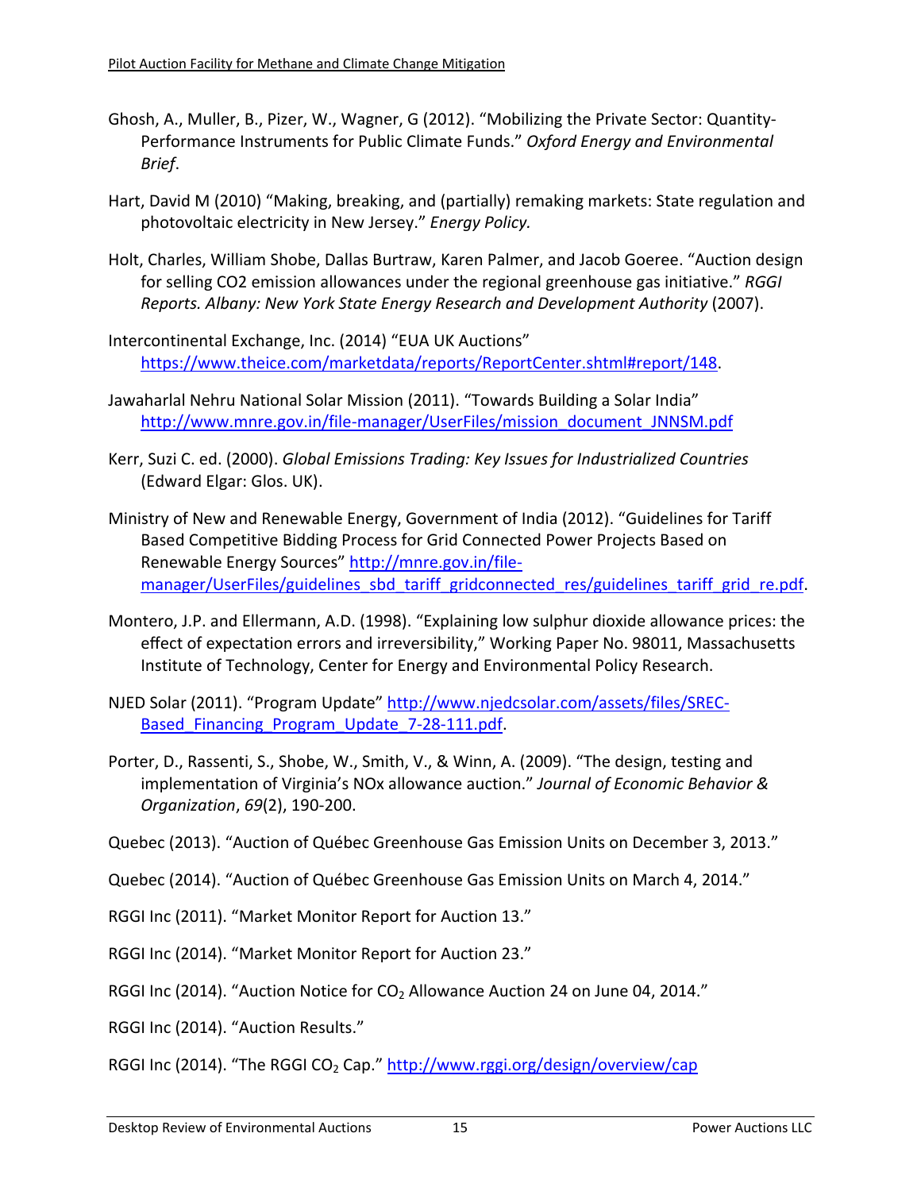Ghosh, A., Muller, B., Pizer, W., Wagner, G (2012). "Mobilizing the Private Sector: Quantity-Performance Instruments for Public Climate Funds." *Oxford Energy and Environmental Brief*.

Hart, David M (2010) "Making, breaking, and (partially) remaking markets: State regulation and photovoltaic electricity in New Jersey." *Energy Policy.*

Holt, Charles, William Shobe, Dallas Burtraw, Karen Palmer, and Jacob Goeree. "Auction design for selling CO2 emission allowances under the regional greenhouse gas initiative." *RGGI Reports. Albany: New York State Energy Research and Development Authority* (2007).

Intercontinental Exchange, Inc. (2014) "EUA UK Auctions" https://www.theice.com/marketdata/reports/ReportCenter.shtml#report/148.

Jawaharlal Nehru National Solar Mission (2011). "Towards Building a Solar India" http://www.mnre.gov.in/file-manager/UserFiles/mission_document_JNNSM.pdf

Kerr, Suzi C. ed. (2000). *Global Emissions Trading: Key Issues for Industrialized Countries* (Edward Elgar: Glos. UK).

Ministry of New and Renewable Energy, Government of India (2012). "Guidelines for Tariff Based Competitive Bidding Process for Grid Connected Power Projects Based on Renewable Energy Sources" http://mnre.gov.in/file-manager/UserFiles/guidelines_sbd_tariff_gridconnected_res/guidelines_tariff_grid_re.pdf.

Montero, J.P. and Ellermann, A.D. (1998). "Explaining low sulphur dioxide allowance prices: the effect of expectation errors and irreversibility," Working Paper No. 98011, Massachusetts Institute of Technology, Center for Energy and Environmental Policy Research.

NJED Solar (2011). "Program Update" http://www.njedcsolar.com/assets/files/SREC-Based_Financing_Program_Update_7-28-111.pdf.

Porter, D., Rassenti, S., Shobe, W., Smith, V., & Winn, A. (2009). "The design, testing and implementation of Virginia's NOx allowance auction." *Journal of Economic Behavior & Organization*, *69*(2), 190-200.

Quebec (2013). "Auction of Québec Greenhouse Gas Emission Units on December 3, 2013."

Quebec (2014). "Auction of Québec Greenhouse Gas Emission Units on March 4, 2014."

RGGI Inc (2011). "Market Monitor Report for Auction 13."

RGGI Inc (2014). "Market Monitor Report for Auction 23."

RGGI Inc (2014). "Auction Notice for $CO_2$ Allowance Auction 24 on June 04, 2014."

RGGI Inc (2014). "Auction Results."

RGGI Inc (2014). "The RGGI $CO_2$ Cap." http://www.rggi.org/design/overview/cap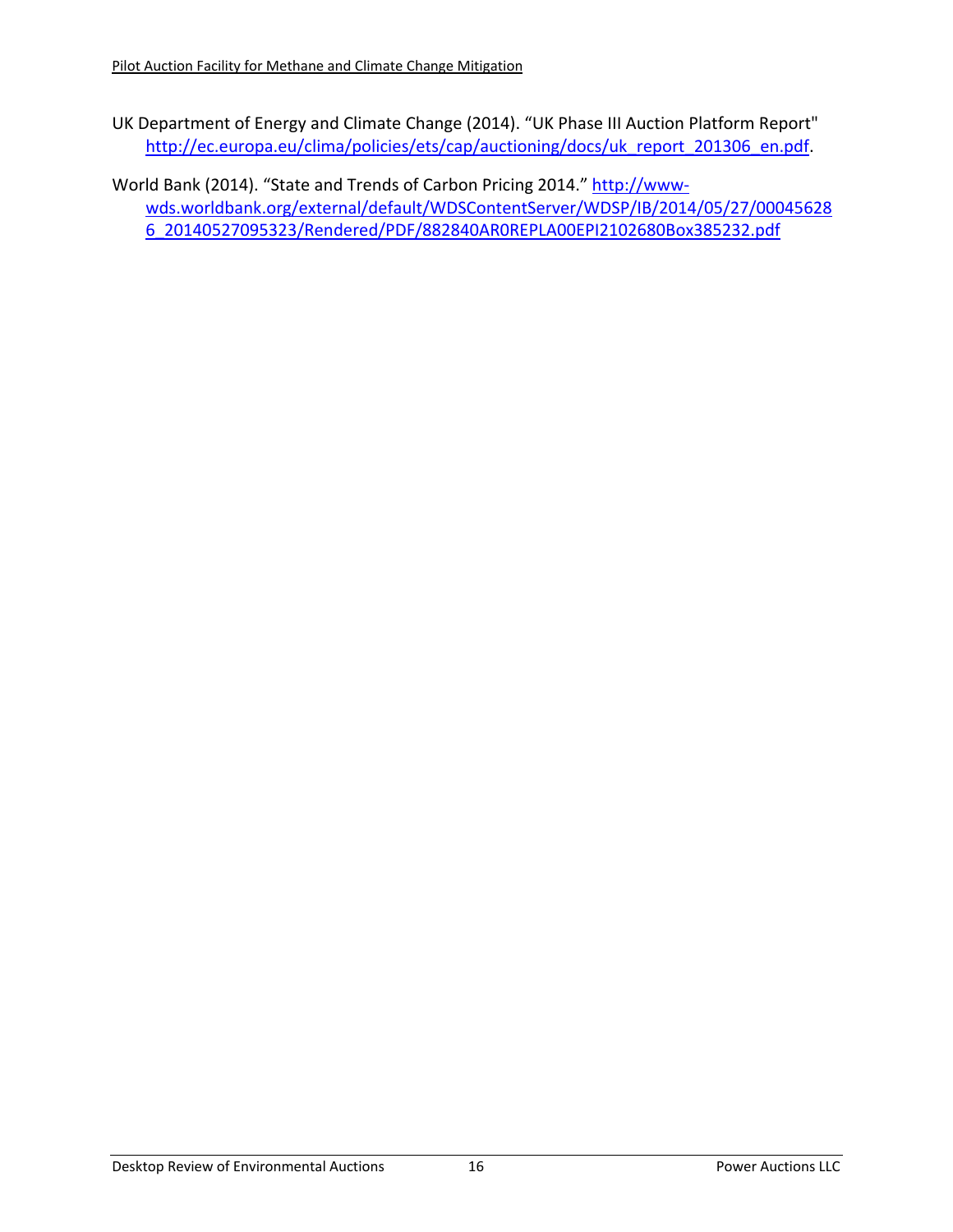UK Department of Energy and Climate Change (2014). “UK Phase III Auction Platform Report" http://ec.europa.eu/clima/policies/ets/cap/auctioning/docs/uk_report_201306_en.pdf.

World Bank (2014). “State and Trends of Carbon Pricing 2014.” http://www-wds.worldbank.org/external/default/WDSContentServer/WDSP/IB/2014/05/27/000456286_20140527095323/Rendered/PDF/882840AR0REPLA00EPI2102680Box385232.pdf